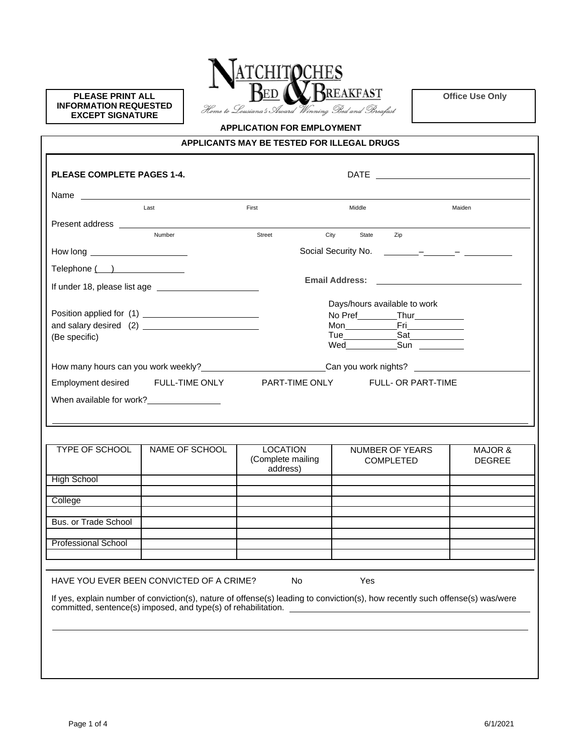**PLEASE PRINT ALL INFORMATION REQUESTED EXCEPT SIGNATURE**

NATCHITOCHES BED & BREAKFAST

*Home to Louisiana's Award Winning Bed and Breakfast*

**Office Use Only**

**APPLICATION FOR EMPLOYMENT**

**APPLICANTS MAY BE TESTED FOR ILLEGAL DRUGS**

**PLEASE COMPLETE PAGES 1-4.** DATE ____________________

Name ____________________________________________
Last First Middle Maiden

Present address ____________________________________________
Number Street City State Zip

How long ____________________ Social Security No. ______–______–______

Telephone (   ) ______________

If under 18, please list age ____________________ **Email Address:** ____________________

Position applied for (1) ____________________
and salary desired (2) ____________________
(Be specific)

Days/hours available to work
No Pref________Thur__________
Mon__________Fri___________
Tue___________Sat___________
Wed__________Sun __________

How many hours can you work weekly?____________________Can you work nights? ____________________

Employment desired FULL-TIME ONLY PART-TIME ONLY FULL- OR PART-TIME

When available for work?______________

| TYPE OF SCHOOL | NAME OF SCHOOL | LOCATION (Complete mailing address) | NUMBER OF YEARS COMPLETED | MAJOR & DEGREE |
|---|---|---|---|---|
| High School | | | | |
| | | | | |
| College | | | | |
| | | | | |
| Bus. or Trade School | | | | |
| | | | | |
| Professional School | | | | |
| | | | | |

HAVE YOU EVER BEEN CONVICTED OF A CRIME? No Yes

If yes, explain number of conviction(s), nature of offense(s) leading to conviction(s), how recently such offense(s) was/were committed, sentence(s) imposed, and type(s) of rehabilitation. ____________________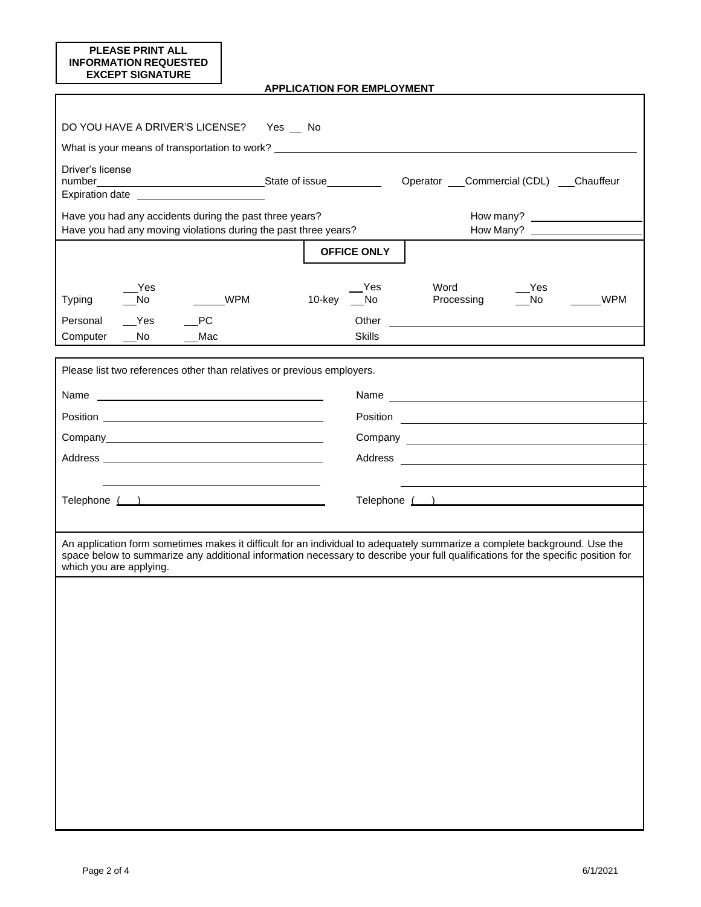**PLEASE PRINT ALL INFORMATION REQUESTED EXCEPT SIGNATURE**

## APPLICATION FOR EMPLOYMENT

DO YOU HAVE A DRIVER'S LICENSE? Yes __ No

What is your means of transportation to work? ______________________________

Driver's license number______________________________ State of issue__________ Operator ___Commercial (CDL) ___Chauffeur

Expiration date ______________________

Have you had any accidents during the past three years? How many? ____________________

Have you had any moving violations during the past three years? How Many? ____________________

**OFFICE ONLY**

Typing __Yes __No _____WPM 10-key __Yes __No Word Processing __Yes __No _____WPM

Personal Computer __Yes __No __PC __Mac Other Skills ______________________________

Please list two references other than relatives or previous employers.

| | |
|---|---|
| Name ______________________________ | Name ______________________________ |
| Position ______________________________ | Position ______________________________ |
| Company______________________________ | Company ______________________________ |
| Address ______________________________ | Address ______________________________ |
| ______________________________ | ______________________________ |
| Telephone ( ) ______________________________ | Telephone ( ) ______________________________ |

An application form sometimes makes it difficult for an individual to adequately summarize a complete background. Use the space below to summarize any additional information necessary to describe your full qualifications for the specific position for which you are applying.

6/1/2021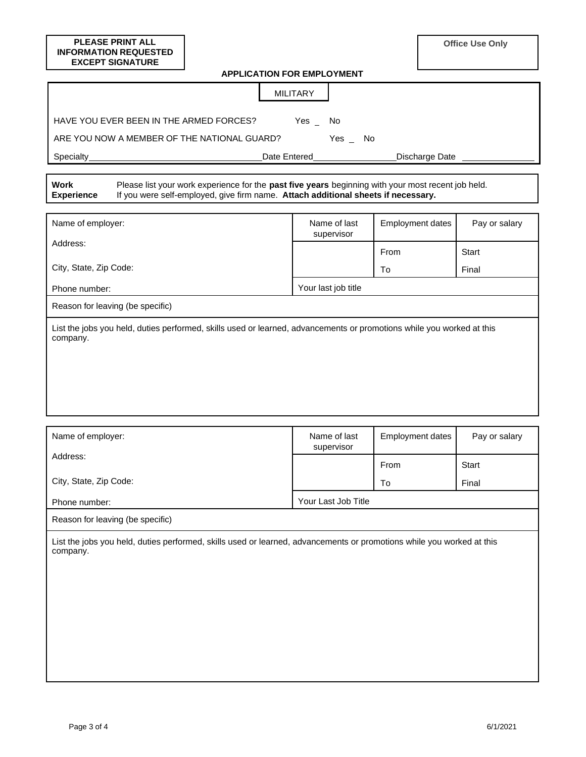**PLEASE PRINT ALL INFORMATION REQUESTED EXCEPT SIGNATURE**

**Office Use Only**

**APPLICATION FOR EMPLOYMENT**

## MILITARY

HAVE YOU EVER BEEN IN THE ARMED FORCES? Yes _ No

ARE YOU NOW A MEMBER OF THE NATIONAL GUARD? Yes _ No

Specialty\_\_\_\_\_\_\_\_\_\_\_\_\_\_\_\_\_\_\_\_ Date Entered\_\_\_\_\_\_\_\_\_\_\_\_\_\_\_ Discharge Date \_\_\_\_\_\_\_\_\_\_\_\_\_\_\_

**Work Experience** Please list your work experience for the **past five years** beginning with your most recent job held. If you were self-employed, give firm name. **Attach additional sheets if necessary.**

| Name of employer: | Name of last supervisor | Employment dates | Pay or salary |
|---|---|---|---|
| Address: | | From | Start |
| City, State, Zip Code: | | To | Final |
| Phone number: | Your last job title | | |
| Reason for leaving (be specific) | | | |
| List the jobs you held, duties performed, skills used or learned, advancements or promotions while you worked at this company. | | | |

| Name of employer: | Name of last supervisor | Employment dates | Pay or salary |
|---|---|---|---|
| Address: | | From | Start |
| City, State, Zip Code: | | To | Final |
| Phone number: | Your Last Job Title | | |
| Reason for leaving (be specific) | | | |
| List the jobs you held, duties performed, skills used or learned, advancements or promotions while you worked at this company. | | | |

6/1/2021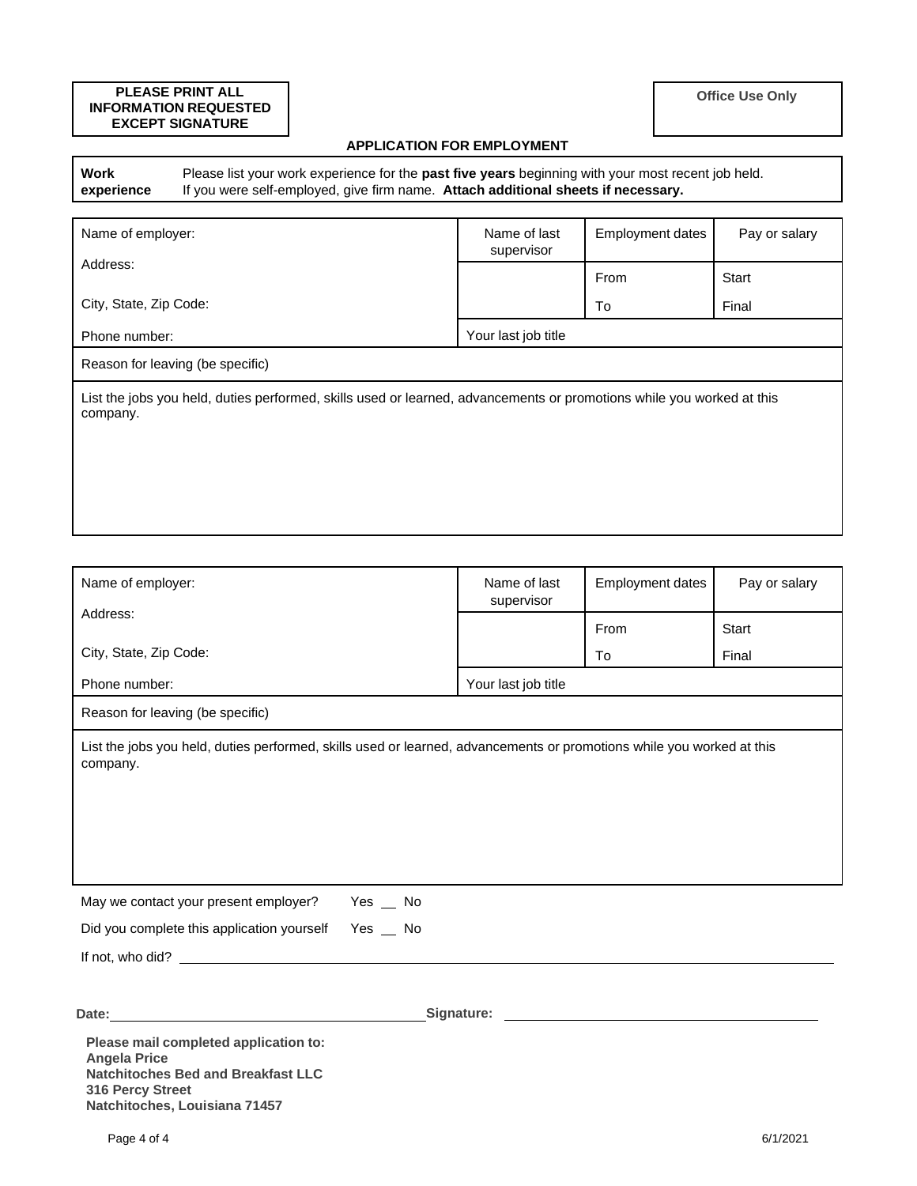**PLEASE PRINT ALL INFORMATION REQUESTED EXCEPT SIGNATURE**

**Office Use Only**

## APPLICATION FOR EMPLOYMENT

| | |
|---|---|
| **Work experience** | Please list your work experience for the **past five years** beginning with your most recent job held. If you were self-employed, give firm name. **Attach additional sheets if necessary.** |

| | | | |
|---|---|---|---|
| Name of employer:<br>Address: | Name of last supervisor | Employment dates | Pay or salary |
| City, State, Zip Code: | | From<br>To | Start<br>Final |
| Phone number: | Your last job title | | |
| Reason for leaving (be specific) | | | |
| List the jobs you held, duties performed, skills used or learned, advancements or promotions while you worked at this company. | | | |

| | | | |
|---|---|---|---|
| Name of employer:<br>Address: | Name of last supervisor | Employment dates | Pay or salary |
| City, State, Zip Code: | | From<br>To | Start<br>Final |
| Phone number: | Your last job title | | |
| Reason for leaving (be specific) | | | |
| List the jobs you held, duties performed, skills used or learned, advancements or promotions while you worked at this company. | | | |

May we contact your present employer? Yes __ No

Did you complete this application yourself Yes __ No

If not, who did? ______________________________

**Date:** ______________________ **Signature:** ______________________

**Please mail completed application to:**
**Angela Price**
**Natchitoches Bed and Breakfast LLC**
**316 Percy Street**
**Natchitoches, Louisiana 71457**

6/1/2021